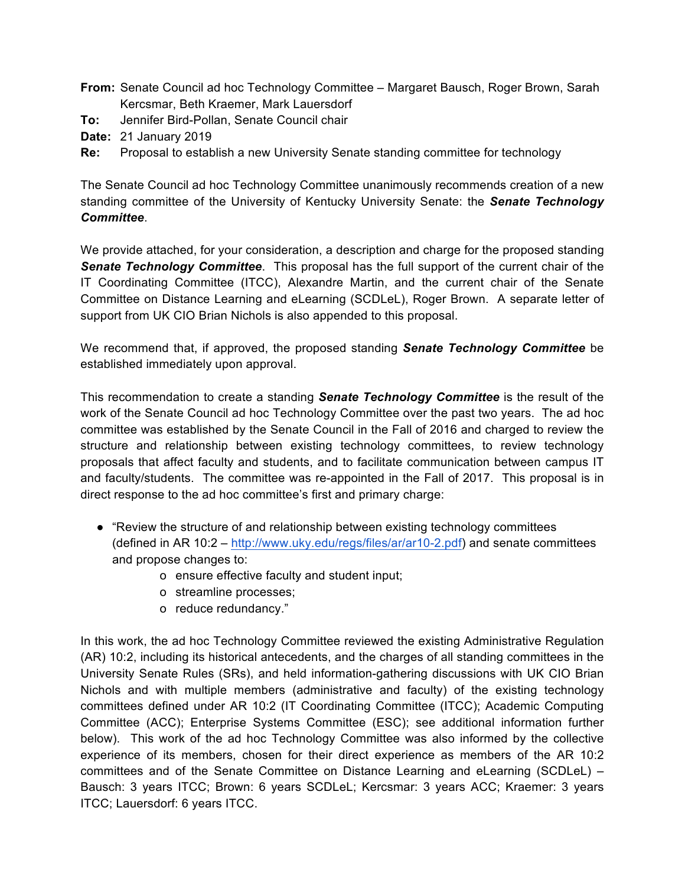**From:** Senate Council ad hoc Technology Committee – Margaret Bausch, Roger Brown, Sarah Kercsmar, Beth Kraemer, Mark Lauersdorf
**To:** Jennifer Bird-Pollan, Senate Council chair
**Date:** 21 January 2019
**Re:** Proposal to establish a new University Senate standing committee for technology

The Senate Council ad hoc Technology Committee unanimously recommends creation of a new standing committee of the University of Kentucky University Senate: the ***Senate Technology Committee***.

We provide attached, for your consideration, a description and charge for the proposed standing ***Senate Technology Committee***. This proposal has the full support of the current chair of the IT Coordinating Committee (ITCC), Alexandre Martin, and the current chair of the Senate Committee on Distance Learning and eLearning (SCDLeL), Roger Brown. A separate letter of support from UK CIO Brian Nichols is also appended to this proposal.

We recommend that, if approved, the proposed standing ***Senate Technology Committee*** be established immediately upon approval.

This recommendation to create a standing ***Senate Technology Committee*** is the result of the work of the Senate Council ad hoc Technology Committee over the past two years. The ad hoc committee was established by the Senate Council in the Fall of 2016 and charged to review the structure and relationship between existing technology committees, to review technology proposals that affect faculty and students, and to facilitate communication between campus IT and faculty/students. The committee was re-appointed in the Fall of 2017. This proposal is in direct response to the ad hoc committee's first and primary charge:

- "Review the structure of and relationship between existing technology committees (defined in AR 10:2 – [http://www.uky.edu/regs/files/ar/ar10-2.pdf](http://www.uky.edu/regs/files/ar/ar10-2.pdf)) and senate committees and propose changes to:
  - ensure effective faculty and student input;
  - streamline processes;
  - reduce redundancy."

In this work, the ad hoc Technology Committee reviewed the existing Administrative Regulation (AR) 10:2, including its historical antecedents, and the charges of all standing committees in the University Senate Rules (SRs), and held information-gathering discussions with UK CIO Brian Nichols and with multiple members (administrative and faculty) of the existing technology committees defined under AR 10:2 (IT Coordinating Committee (ITCC); Academic Computing Committee (ACC); Enterprise Systems Committee (ESC); see additional information further below). This work of the ad hoc Technology Committee was also informed by the collective experience of its members, chosen for their direct experience as members of the AR 10:2 committees and of the Senate Committee on Distance Learning and eLearning (SCDLeL) – Bausch: 3 years ITCC; Brown: 6 years SCDLeL; Kercsmar: 3 years ACC; Kraemer: 3 years ITCC; Lauersdorf: 6 years ITCC.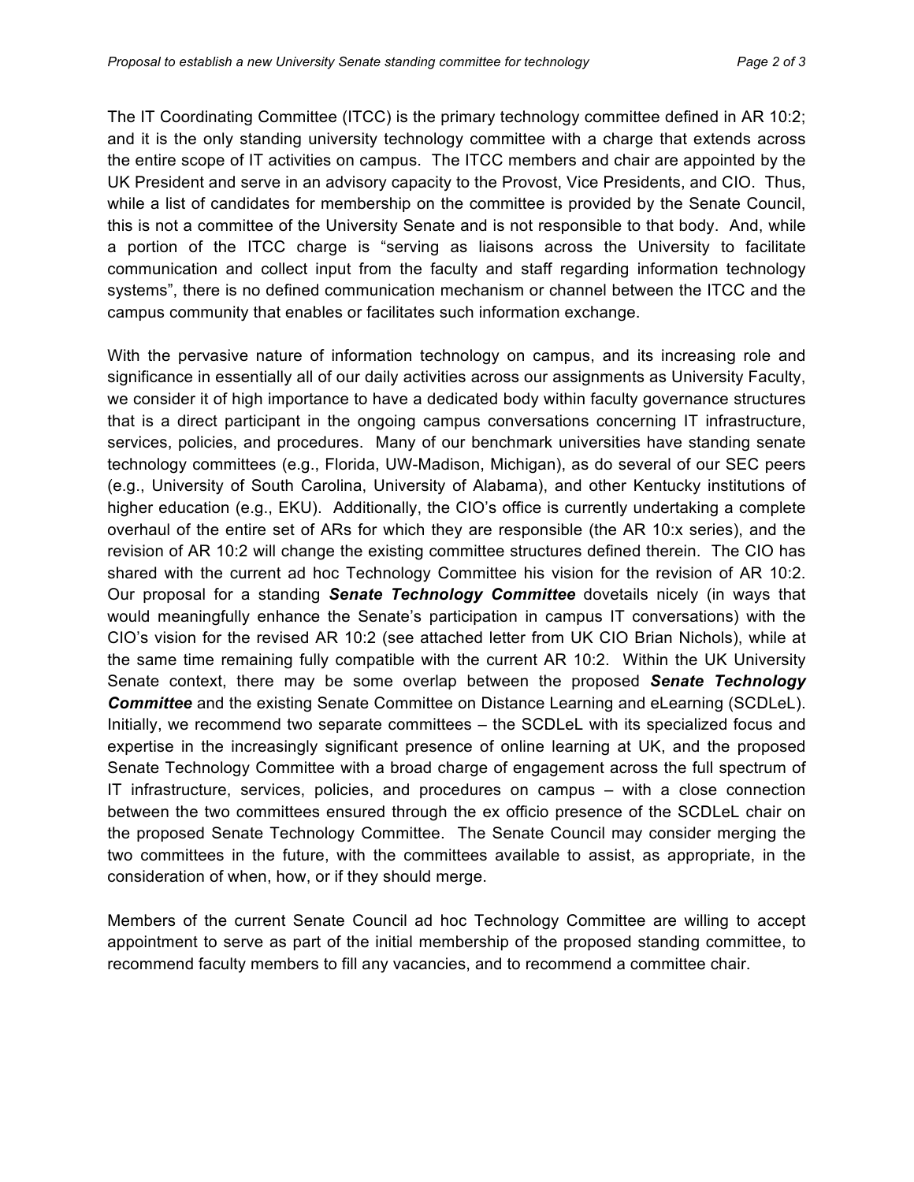The IT Coordinating Committee (ITCC) is the primary technology committee defined in AR 10:2; and it is the only standing university technology committee with a charge that extends across the entire scope of IT activities on campus. The ITCC members and chair are appointed by the UK President and serve in an advisory capacity to the Provost, Vice Presidents, and CIO. Thus, while a list of candidates for membership on the committee is provided by the Senate Council, this is not a committee of the University Senate and is not responsible to that body. And, while a portion of the ITCC charge is "serving as liaisons across the University to facilitate communication and collect input from the faculty and staff regarding information technology systems", there is no defined communication mechanism or channel between the ITCC and the campus community that enables or facilitates such information exchange.

With the pervasive nature of information technology on campus, and its increasing role and significance in essentially all of our daily activities across our assignments as University Faculty, we consider it of high importance to have a dedicated body within faculty governance structures that is a direct participant in the ongoing campus conversations concerning IT infrastructure, services, policies, and procedures. Many of our benchmark universities have standing senate technology committees (e.g., Florida, UW-Madison, Michigan), as do several of our SEC peers (e.g., University of South Carolina, University of Alabama), and other Kentucky institutions of higher education (e.g., EKU). Additionally, the CIO's office is currently undertaking a complete overhaul of the entire set of ARs for which they are responsible (the AR 10:x series), and the revision of AR 10:2 will change the existing committee structures defined therein. The CIO has shared with the current ad hoc Technology Committee his vision for the revision of AR 10:2. Our proposal for a standing ***Senate Technology Committee*** dovetails nicely (in ways that would meaningfully enhance the Senate's participation in campus IT conversations) with the CIO's vision for the revised AR 10:2 (see attached letter from UK CIO Brian Nichols), while at the same time remaining fully compatible with the current AR 10:2. Within the UK University Senate context, there may be some overlap between the proposed ***Senate Technology Committee*** and the existing Senate Committee on Distance Learning and eLearning (SCDLeL). Initially, we recommend two separate committees – the SCDLeL with its specialized focus and expertise in the increasingly significant presence of online learning at UK, and the proposed Senate Technology Committee with a broad charge of engagement across the full spectrum of IT infrastructure, services, policies, and procedures on campus – with a close connection between the two committees ensured through the ex officio presence of the SCDLeL chair on the proposed Senate Technology Committee. The Senate Council may consider merging the two committees in the future, with the committees available to assist, as appropriate, in the consideration of when, how, or if they should merge.

Members of the current Senate Council ad hoc Technology Committee are willing to accept appointment to serve as part of the initial membership of the proposed standing committee, to recommend faculty members to fill any vacancies, and to recommend a committee chair.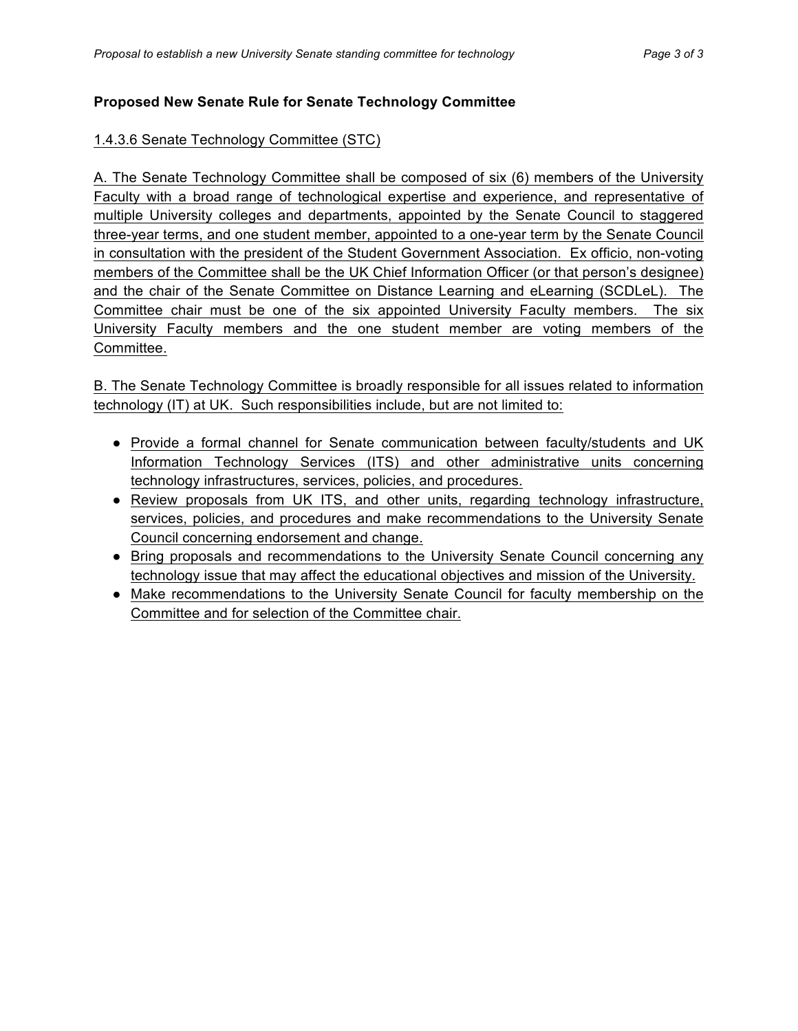**Proposed New Senate Rule for Senate Technology Committee**

1.4.3.6 Senate Technology Committee (STC)

A. The Senate Technology Committee shall be composed of six (6) members of the University Faculty with a broad range of technological expertise and experience, and representative of multiple University colleges and departments, appointed by the Senate Council to staggered three-year terms, and one student member, appointed to a one-year term by the Senate Council in consultation with the president of the Student Government Association. Ex officio, non-voting members of the Committee shall be the UK Chief Information Officer (or that person's designee) and the chair of the Senate Committee on Distance Learning and eLearning (SCDLeL). The Committee chair must be one of the six appointed University Faculty members. The six University Faculty members and the one student member are voting members of the Committee.

B. The Senate Technology Committee is broadly responsible for all issues related to information technology (IT) at UK. Such responsibilities include, but are not limited to:

- Provide a formal channel for Senate communication between faculty/students and UK Information Technology Services (ITS) and other administrative units concerning technology infrastructures, services, policies, and procedures.
- Review proposals from UK ITS, and other units, regarding technology infrastructure, services, policies, and procedures and make recommendations to the University Senate Council concerning endorsement and change.
- Bring proposals and recommendations to the University Senate Council concerning any technology issue that may affect the educational objectives and mission of the University.
- Make recommendations to the University Senate Council for faculty membership on the Committee and for selection of the Committee chair.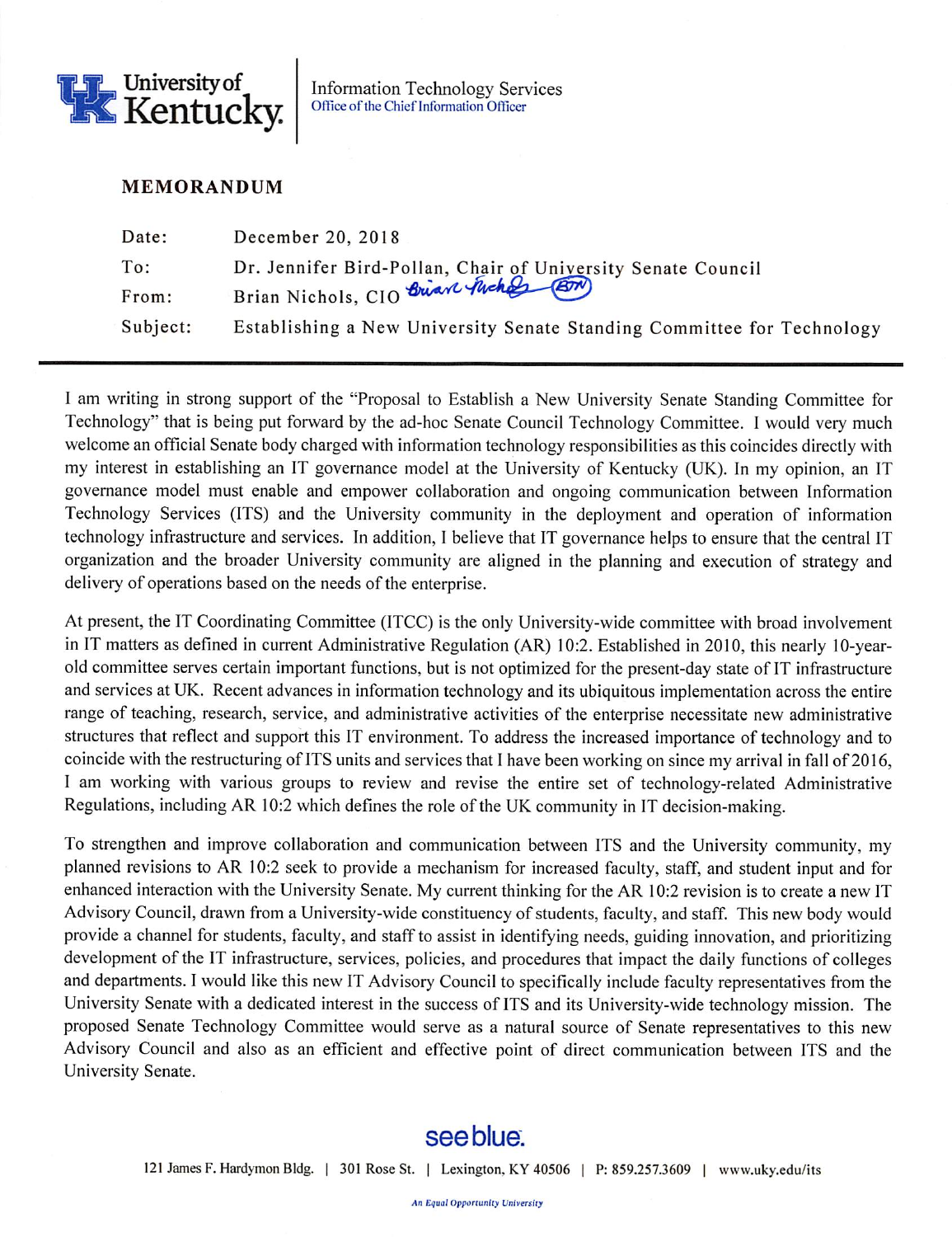University of Kentucky | Information Technology Services
Office of the Chief Information Officer

## MEMORANDUM

| | |
|---|---|
| Date: | December 20, 2018 |
| To: | Dr. Jennifer Bird-Pollan, Chair of University Senate Council |
| From: | Brian Nichols, CIO *Brian Nichols (BTN)* |
| Subject: | Establishing a New University Senate Standing Committee for Technology |

I am writing in strong support of the "Proposal to Establish a New University Senate Standing Committee for Technology" that is being put forward by the ad-hoc Senate Council Technology Committee. I would very much welcome an official Senate body charged with information technology responsibilities as this coincides directly with my interest in establishing an IT governance model at the University of Kentucky (UK). In my opinion, an IT governance model must enable and empower collaboration and ongoing communication between Information Technology Services (ITS) and the University community in the deployment and operation of information technology infrastructure and services. In addition, I believe that IT governance helps to ensure that the central IT organization and the broader University community are aligned in the planning and execution of strategy and delivery of operations based on the needs of the enterprise.

At present, the IT Coordinating Committee (ITCC) is the only University-wide committee with broad involvement in IT matters as defined in current Administrative Regulation (AR) 10:2. Established in 2010, this nearly 10-year-old committee serves certain important functions, but is not optimized for the present-day state of IT infrastructure and services at UK. Recent advances in information technology and its ubiquitous implementation across the entire range of teaching, research, service, and administrative activities of the enterprise necessitate new administrative structures that reflect and support this IT environment. To address the increased importance of technology and to coincide with the restructuring of ITS units and services that I have been working on since my arrival in fall of 2016, I am working with various groups to review and revise the entire set of technology-related Administrative Regulations, including AR 10:2 which defines the role of the UK community in IT decision-making.

To strengthen and improve collaboration and communication between ITS and the University community, my planned revisions to AR 10:2 seek to provide a mechanism for increased faculty, staff, and student input and for enhanced interaction with the University Senate. My current thinking for the AR 10:2 revision is to create a new IT Advisory Council, drawn from a University-wide constituency of students, faculty, and staff. This new body would provide a channel for students, faculty, and staff to assist in identifying needs, guiding innovation, and prioritizing development of the IT infrastructure, services, policies, and procedures that impact the daily functions of colleges and departments. I would like this new IT Advisory Council to specifically include faculty representatives from the University Senate with a dedicated interest in the success of ITS and its University-wide technology mission. The proposed Senate Technology Committee would serve as a natural source of Senate representatives to this new Advisory Council and also as an efficient and effective point of direct communication between ITS and the University Senate.

see blue.

121 James F. Hardymon Bldg. | 301 Rose St. | Lexington, KY 40506 | P: 859.257.3609 | www.uky.edu/its

*An Equal Opportunity University*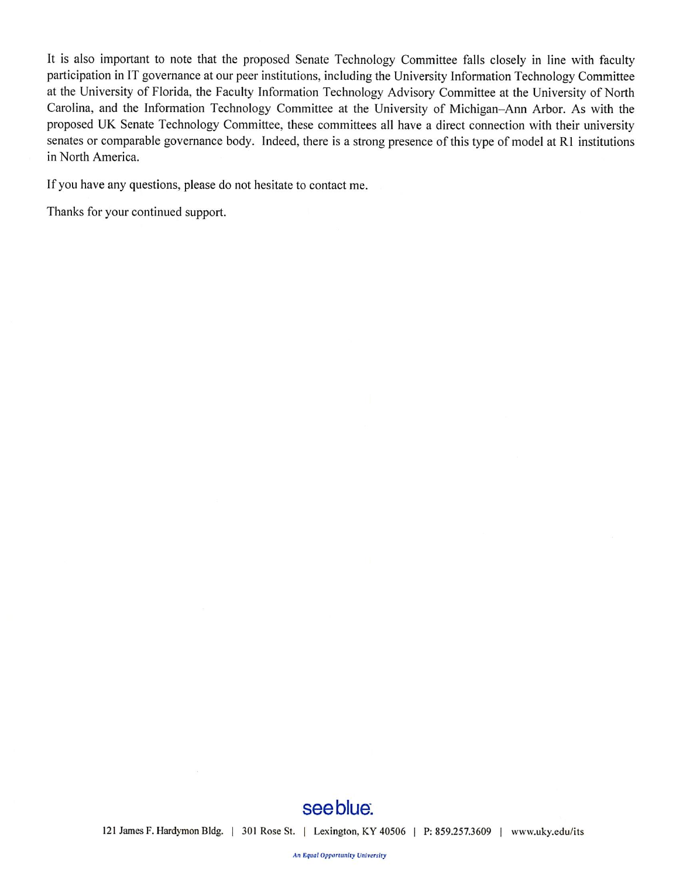It is also important to note that the proposed Senate Technology Committee falls closely in line with faculty participation in IT governance at our peer institutions, including the University Information Technology Committee at the University of Florida, the Faculty Information Technology Advisory Committee at the University of North Carolina, and the Information Technology Committee at the University of Michigan–Ann Arbor. As with the proposed UK Senate Technology Committee, these committees all have a direct connection with their university senates or comparable governance body. Indeed, there is a strong presence of this type of model at R1 institutions in North America.

If you have any questions, please do not hesitate to contact me.

Thanks for your continued support.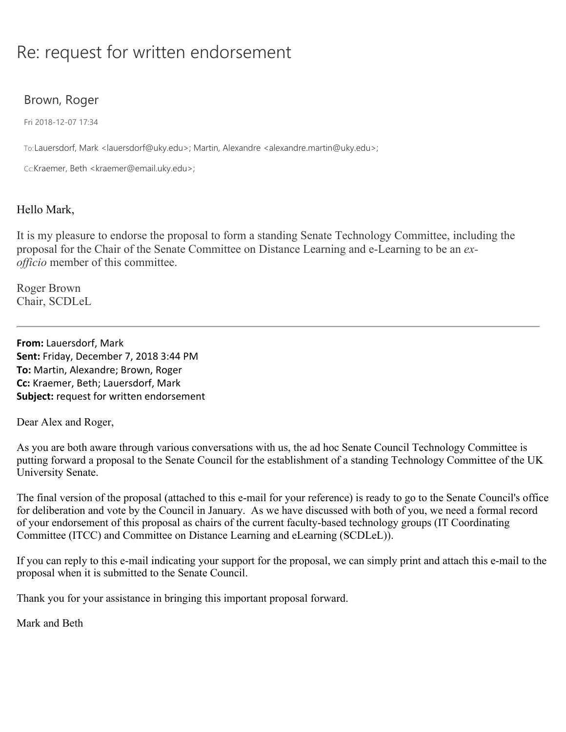# Re: request for written endorsement

## Brown, Roger

Fri 2018-12-07 17:34

To: Lauersdorf, Mark <lauersdorf@uky.edu>; Martin, Alexandre <alexandre.martin@uky.edu>;

Cc: Kraemer, Beth <kraemer@email.uky.edu>;

Hello Mark,

It is my pleasure to endorse the proposal to form a standing Senate Technology Committee, including the proposal for the Chair of the Senate Committee on Distance Learning and e-Learning to be an *ex-officio* member of this committee.

Roger Brown
Chair, SCDLeL

---

**From:** Lauersdorf, Mark
**Sent:** Friday, December 7, 2018 3:44 PM
**To:** Martin, Alexandre; Brown, Roger
**Cc:** Kraemer, Beth; Lauersdorf, Mark
**Subject:** request for written endorsement

Dear Alex and Roger,

As you are both aware through various conversations with us, the ad hoc Senate Council Technology Committee is putting forward a proposal to the Senate Council for the establishment of a standing Technology Committee of the UK University Senate.

The final version of the proposal (attached to this e-mail for your reference) is ready to go to the Senate Council's office for deliberation and vote by the Council in January. As we have discussed with both of you, we need a formal record of your endorsement of this proposal as chairs of the current faculty-based technology groups (IT Coordinating Committee (ITCC) and Committee on Distance Learning and eLearning (SCDLeL)).

If you can reply to this e-mail indicating your support for the proposal, we can simply print and attach this e-mail to the proposal when it is submitted to the Senate Council.

Thank you for your assistance in bringing this important proposal forward.

Mark and Beth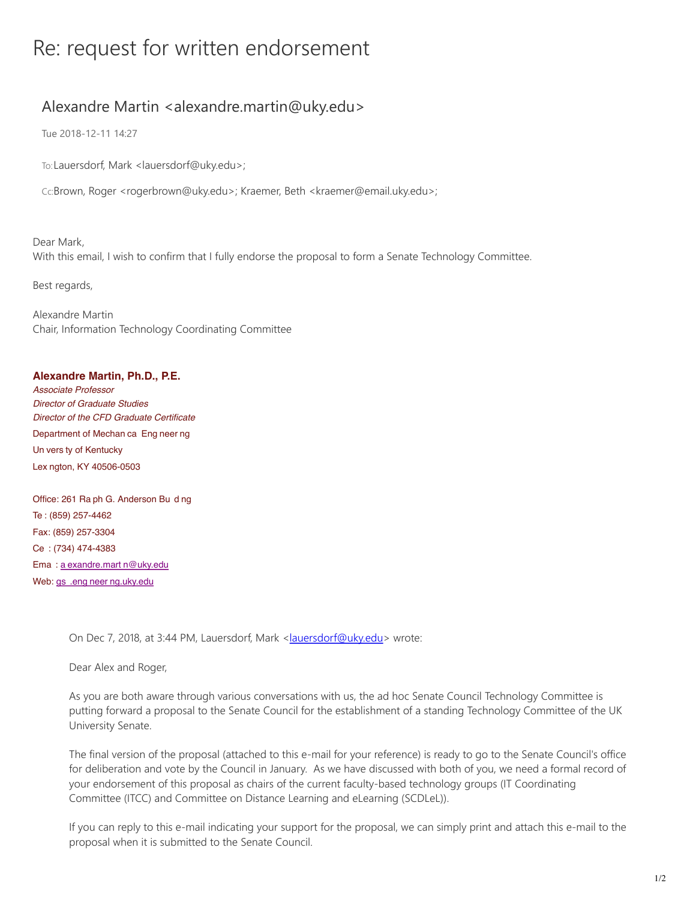# Re: request for written endorsement

## Alexandre Martin <alexandre.martin@uky.edu>

Tue 2018-12-11 14:27

To: Lauersdorf, Mark <lauersdorf@uky.edu>;

Cc: Brown, Roger <rogerbrown@uky.edu>; Kraemer, Beth <kraemer@email.uky.edu>;

Dear Mark,
With this email, I wish to confirm that I fully endorse the proposal to form a Senate Technology Committee.

Best regards,

Alexandre Martin
Chair, Information Technology Coordinating Committee

**Alexandre Martin, Ph.D., P.E.**
*Associate Professor*
*Director of Graduate Studies*
*Director of the CFD Graduate Certificate*
Department of Mechan ca Eng neer ng
Un vers ty of Kentucky
Lex ngton, KY 40506-0503

Office: 261 Ra ph G. Anderson Bu d ng
Te : (859) 257-4462
Fax: (859) 257-3304
Ce : (734) 474-4383
Ema : a exandre.mart n@uky.edu
Web: gs .eng neer ng.uky.edu

> On Dec 7, 2018, at 3:44 PM, Lauersdorf, Mark <lauersdorf@uky.edu> wrote:
>
> Dear Alex and Roger,
>
> As you are both aware through various conversations with us, the ad hoc Senate Council Technology Committee is putting forward a proposal to the Senate Council for the establishment of a standing Technology Committee of the UK University Senate.
>
> The final version of the proposal (attached to this e-mail for your reference) is ready to go to the Senate Council's office for deliberation and vote by the Council in January. As we have discussed with both of you, we need a formal record of your endorsement of this proposal as chairs of the current faculty-based technology groups (IT Coordinating Committee (ITCC) and Committee on Distance Learning and eLearning (SCDLeL)).
>
> If you can reply to this e-mail indicating your support for the proposal, we can simply print and attach this e-mail to the proposal when it is submitted to the Senate Council.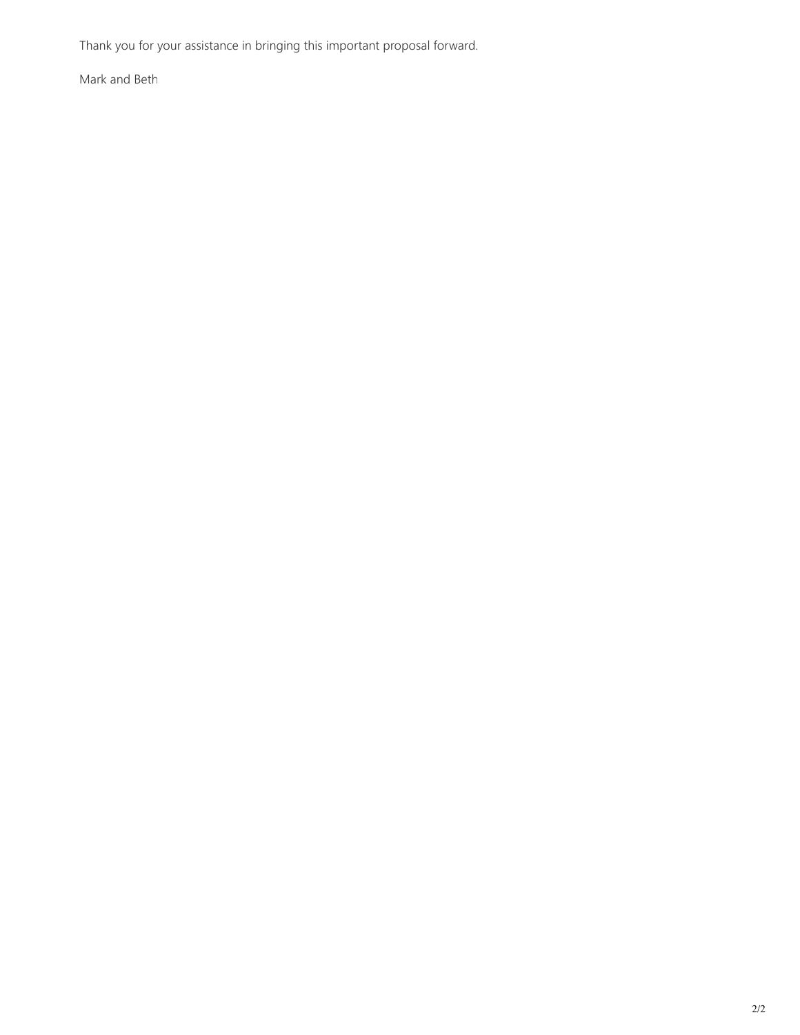Thank you for your assistance in bringing this important proposal forward.

Mark and Beth